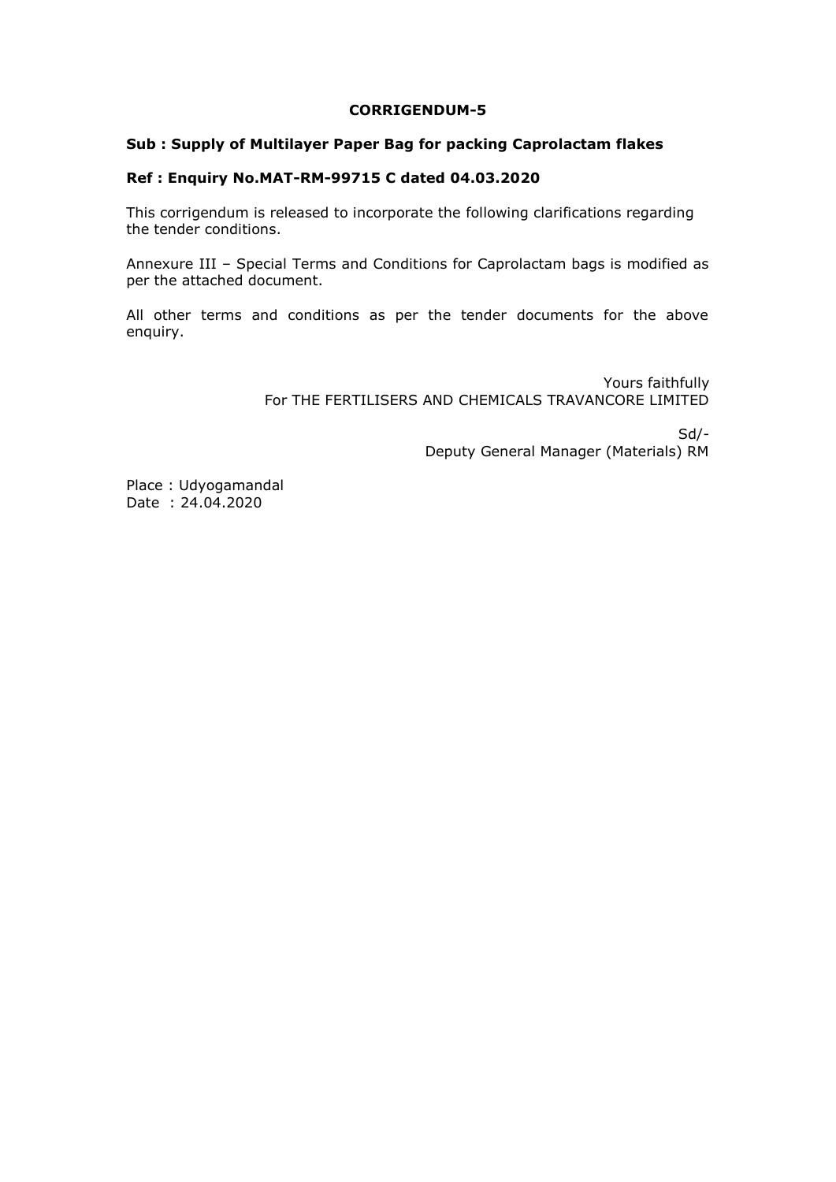# CORRIGENDUM-5

**Sub : Supply of Multilayer Paper Bag for packing Caprolactam flakes**

**Ref : Enquiry No.MAT-RM-99715 C dated 04.03.2020**

This corrigendum is released to incorporate the following clarifications regarding the tender conditions.

Annexure III – Special Terms and Conditions for Caprolactam bags is modified as per the attached document.

All other terms and conditions as per the tender documents for the above enquiry.

Yours faithfully
For THE FERTILISERS AND CHEMICALS TRAVANCORE LIMITED

Sd/-
Deputy General Manager (Materials) RM

Place : Udyogamandal
Date : 24.04.2020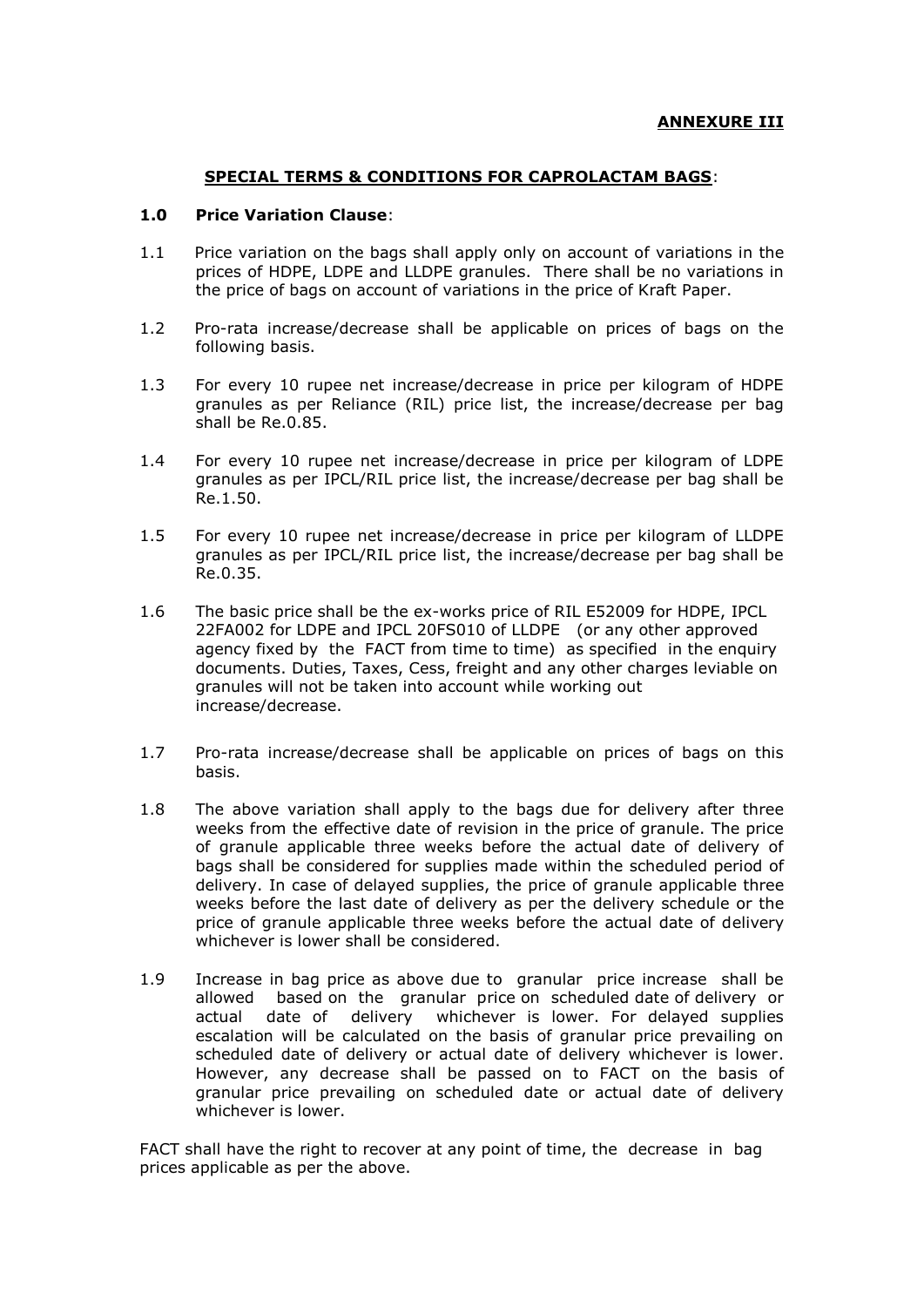**ANNEXURE III**

## SPECIAL TERMS & CONDITIONS FOR CAPROLACTAM BAGS:

**1.0 Price Variation Clause**:

1.1 Price variation on the bags shall apply only on account of variations in the prices of HDPE, LDPE and LLDPE granules. There shall be no variations in the price of bags on account of variations in the price of Kraft Paper.

1.2 Pro-rata increase/decrease shall be applicable on prices of bags on the following basis.

1.3 For every 10 rupee net increase/decrease in price per kilogram of HDPE granules as per Reliance (RIL) price list, the increase/decrease per bag shall be Re.0.85.

1.4 For every 10 rupee net increase/decrease in price per kilogram of LDPE granules as per IPCL/RIL price list, the increase/decrease per bag shall be Re.1.50.

1.5 For every 10 rupee net increase/decrease in price per kilogram of LLDPE granules as per IPCL/RIL price list, the increase/decrease per bag shall be Re.0.35.

1.6 The basic price shall be the ex-works price of RIL E52009 for HDPE, IPCL 22FA002 for LDPE and IPCL 20FS010 of LLDPE (or any other approved agency fixed by the FACT from time to time) as specified in the enquiry documents. Duties, Taxes, Cess, freight and any other charges leviable on granules will not be taken into account while working out increase/decrease.

1.7 Pro-rata increase/decrease shall be applicable on prices of bags on this basis.

1.8 The above variation shall apply to the bags due for delivery after three weeks from the effective date of revision in the price of granule. The price of granule applicable three weeks before the actual date of delivery of bags shall be considered for supplies made within the scheduled period of delivery. In case of delayed supplies, the price of granule applicable three weeks before the last date of delivery as per the delivery schedule or the price of granule applicable three weeks before the actual date of delivery whichever is lower shall be considered.

1.9 Increase in bag price as above due to granular price increase shall be allowed based on the granular price on scheduled date of delivery or actual date of delivery whichever is lower. For delayed supplies escalation will be calculated on the basis of granular price prevailing on scheduled date of delivery or actual date of delivery whichever is lower. However, any decrease shall be passed on to FACT on the basis of granular price prevailing on scheduled date or actual date of delivery whichever is lower.

FACT shall have the right to recover at any point of time, the decrease in bag prices applicable as per the above.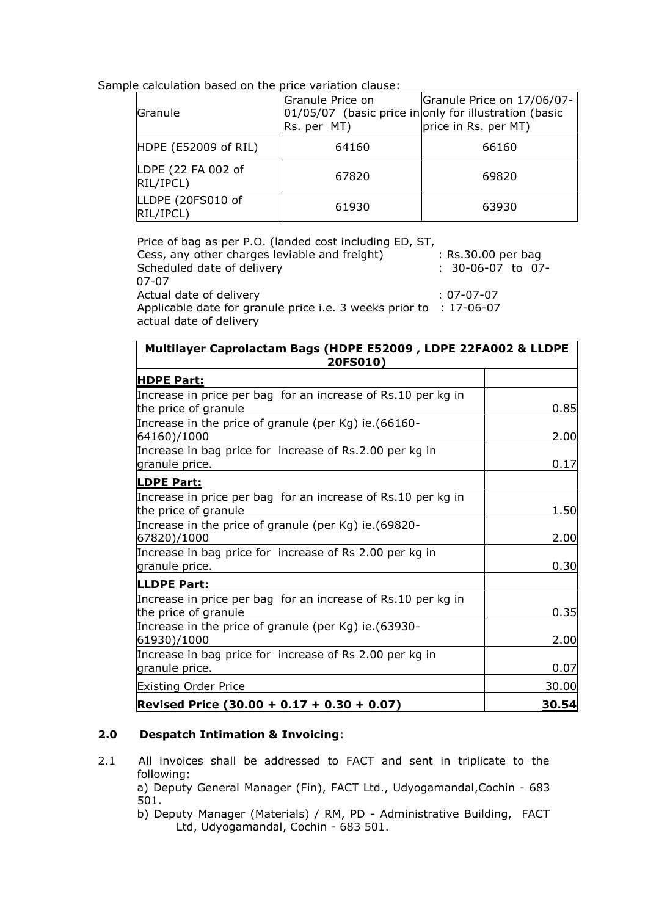Sample calculation based on the price variation clause:

| Granule | Granule Price on 01/05/07 (basic price in Rs. per MT) | Granule Price on 17/06/07-only for illustration (basic price in Rs. per MT) |
|---|---|---|
| HDPE (E52009 of RIL) | 64160 | 66160 |
| LDPE (22 FA 002 of RIL/IPCL) | 67820 | 69820 |
| LLDPE (20FS010 of RIL/IPCL) | 61930 | 63930 |

Price of bag as per P.O. (landed cost including ED, ST, Cess, any other charges leviable and freight) : Rs.30.00 per bag
Scheduled date of delivery : 30-06-07 to 07-07-07
Actual date of delivery : 07-07-07
Applicable date for granule price i.e. 3 weeks prior to actual date of delivery : 17-06-07

| Multilayer Caprolactam Bags (HDPE E52009 , LDPE 22FA002 & LLDPE 20FS010) | |
|---|---|
| **HDPE Part:** | |
| Increase in price per bag for an increase of Rs.10 per kg in the price of granule | 0.85 |
| Increase in the price of granule (per Kg) ie.(66160-64160)/1000 | 2.00 |
| Increase in bag price for increase of Rs.2.00 per kg in granule price. | 0.17 |
| **LDPE Part:** | |
| Increase in price per bag for an increase of Rs.10 per kg in the price of granule | 1.50 |
| Increase in the price of granule (per Kg) ie.(69820-67820)/1000 | 2.00 |
| Increase in bag price for increase of Rs 2.00 per kg in granule price. | 0.30 |
| **LLDPE Part:** | |
| Increase in price per bag for an increase of Rs.10 per kg in the price of granule | 0.35 |
| Increase in the price of granule (per Kg) ie.(63930-61930)/1000 | 2.00 |
| Increase in bag price for increase of Rs 2.00 per kg in granule price. | 0.07 |
| Existing Order Price | 30.00 |
| **Revised Price (30.00 + 0.17 + 0.30 + 0.07)** | **30.54** |

## 2.0 Despatch Intimation & Invoicing:

2.1 All invoices shall be addressed to FACT and sent in triplicate to the following:

a) Deputy General Manager (Fin), FACT Ltd., Udyogamandal,Cochin - 683 501.

b) Deputy Manager (Materials) / RM, PD - Administrative Building, FACT Ltd, Udyogamandal, Cochin - 683 501.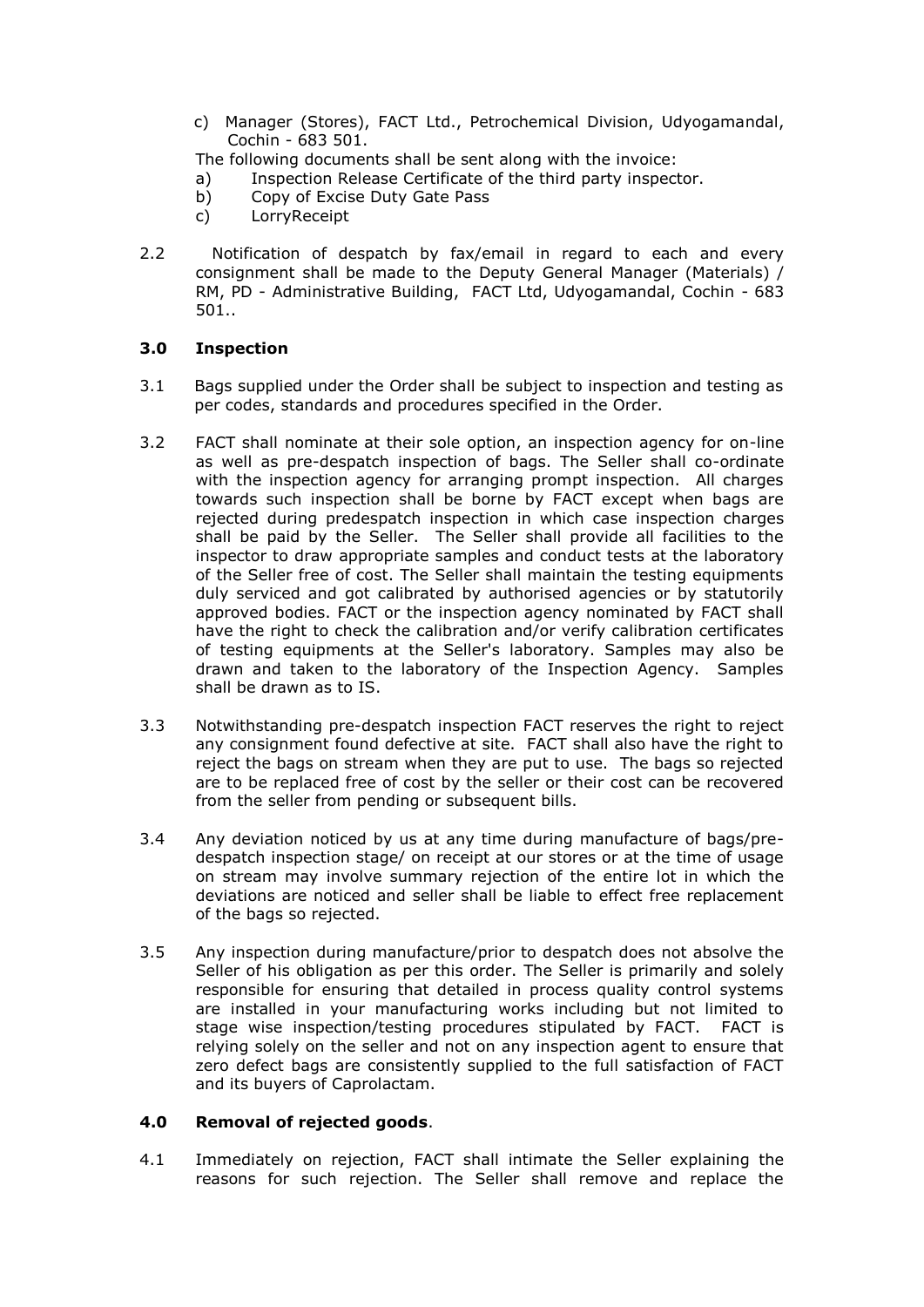c) Manager (Stores), FACT Ltd., Petrochemical Division, Udyogamandal, Cochin - 683 501.

The following documents shall be sent along with the invoice:

a) Inspection Release Certificate of the third party inspector.
b) Copy of Excise Duty Gate Pass
c) LorryReceipt

2.2 Notification of despatch by fax/email in regard to each and every consignment shall be made to the Deputy General Manager (Materials) / RM, PD - Administrative Building, FACT Ltd, Udyogamandal, Cochin - 683 501..

### 3.0 Inspection

3.1 Bags supplied under the Order shall be subject to inspection and testing as per codes, standards and procedures specified in the Order.

3.2 FACT shall nominate at their sole option, an inspection agency for on-line as well as pre-despatch inspection of bags. The Seller shall co-ordinate with the inspection agency for arranging prompt inspection. All charges towards such inspection shall be borne by FACT except when bags are rejected during predespatch inspection in which case inspection charges shall be paid by the Seller. The Seller shall provide all facilities to the inspector to draw appropriate samples and conduct tests at the laboratory of the Seller free of cost. The Seller shall maintain the testing equipments duly serviced and got calibrated by authorised agencies or by statutorily approved bodies. FACT or the inspection agency nominated by FACT shall have the right to check the calibration and/or verify calibration certificates of testing equipments at the Seller's laboratory. Samples may also be drawn and taken to the laboratory of the Inspection Agency. Samples shall be drawn as to IS.

3.3 Notwithstanding pre-despatch inspection FACT reserves the right to reject any consignment found defective at site. FACT shall also have the right to reject the bags on stream when they are put to use. The bags so rejected are to be replaced free of cost by the seller or their cost can be recovered from the seller from pending or subsequent bills.

3.4 Any deviation noticed by us at any time during manufacture of bags/pre-despatch inspection stage/ on receipt at our stores or at the time of usage on stream may involve summary rejection of the entire lot in which the deviations are noticed and seller shall be liable to effect free replacement of the bags so rejected.

3.5 Any inspection during manufacture/prior to despatch does not absolve the Seller of his obligation as per this order. The Seller is primarily and solely responsible for ensuring that detailed in process quality control systems are installed in your manufacturing works including but not limited to stage wise inspection/testing procedures stipulated by FACT. FACT is relying solely on the seller and not on any inspection agent to ensure that zero defect bags are consistently supplied to the full satisfaction of FACT and its buyers of Caprolactam.

### 4.0 Removal of rejected goods.

4.1 Immediately on rejection, FACT shall intimate the Seller explaining the reasons for such rejection. The Seller shall remove and replace the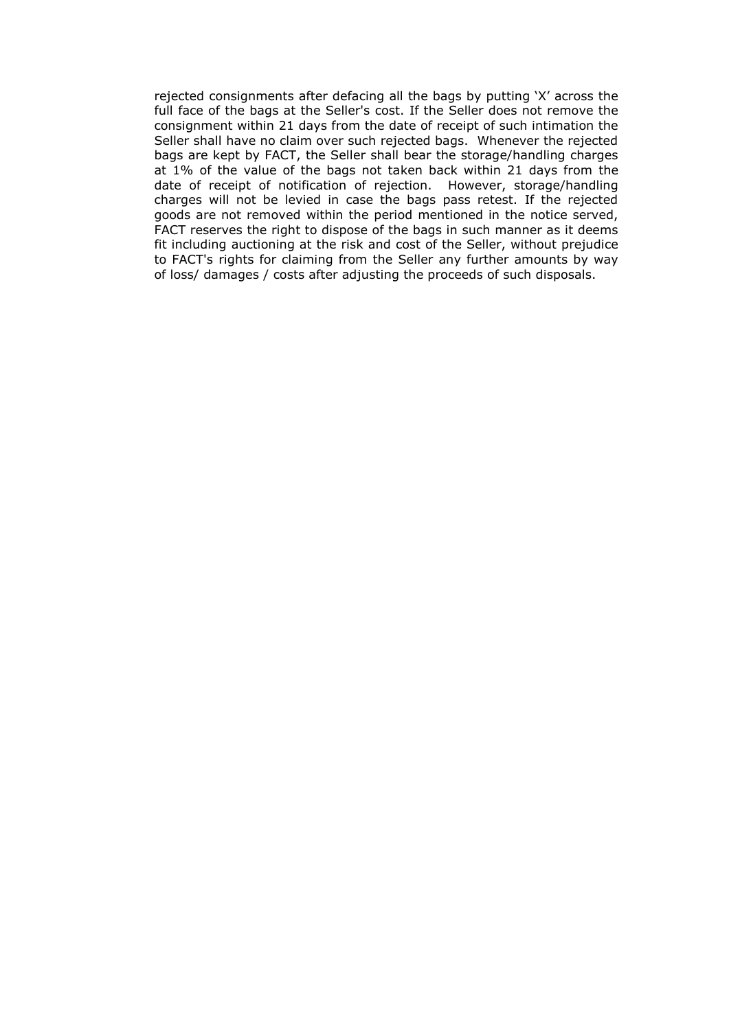rejected consignments after defacing all the bags by putting 'X' across the full face of the bags at the Seller's cost. If the Seller does not remove the consignment within 21 days from the date of receipt of such intimation the Seller shall have no claim over such rejected bags. Whenever the rejected bags are kept by FACT, the Seller shall bear the storage/handling charges at 1% of the value of the bags not taken back within 21 days from the date of receipt of notification of rejection. However, storage/handling charges will not be levied in case the bags pass retest. If the rejected goods are not removed within the period mentioned in the notice served, FACT reserves the right to dispose of the bags in such manner as it deems fit including auctioning at the risk and cost of the Seller, without prejudice to FACT's rights for claiming from the Seller any further amounts by way of loss/ damages / costs after adjusting the proceeds of such disposals.